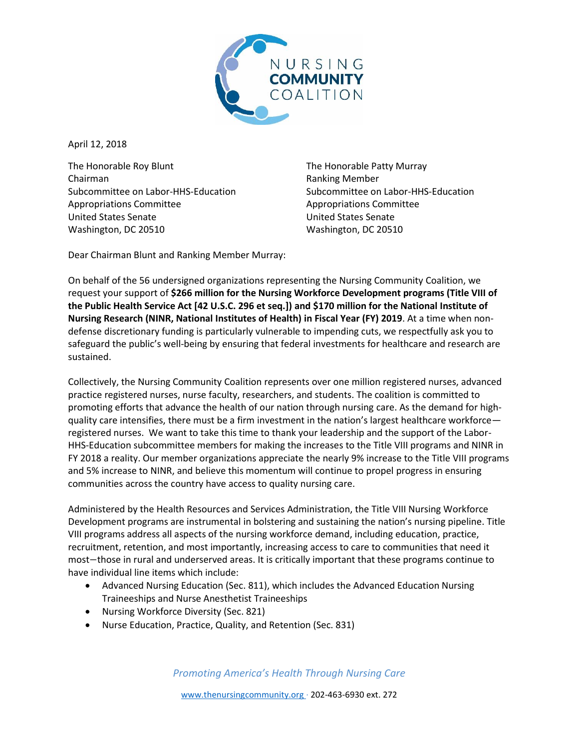NURSING COMMUNITY COALITION

April 12, 2018

The Honorable Roy Blunt
Chairman
Subcommittee on Labor-HHS-Education
Appropriations Committee
United States Senate
Washington, DC 20510

The Honorable Patty Murray
Ranking Member
Subcommittee on Labor-HHS-Education
Appropriations Committee
United States Senate
Washington, DC 20510

Dear Chairman Blunt and Ranking Member Murray:

On behalf of the 56 undersigned organizations representing the Nursing Community Coalition, we request your support of **$266 million for the Nursing Workforce Development programs (Title VIII of the Public Health Service Act [42 U.S.C. 296 et seq.]) and $170 million for the National Institute of Nursing Research (NINR, National Institutes of Health) in Fiscal Year (FY) 2019**. At a time when non-defense discretionary funding is particularly vulnerable to impending cuts, we respectfully ask you to safeguard the public's well-being by ensuring that federal investments for healthcare and research are sustained.

Collectively, the Nursing Community Coalition represents over one million registered nurses, advanced practice registered nurses, nurse faculty, researchers, and students. The coalition is committed to promoting efforts that advance the health of our nation through nursing care. As the demand for high-quality care intensifies, there must be a firm investment in the nation's largest healthcare workforce—registered nurses. We want to take this time to thank your leadership and the support of the Labor-HHS-Education subcommittee members for making the increases to the Title VIII programs and NINR in FY 2018 a reality. Our member organizations appreciate the nearly 9% increase to the Title VIII programs and 5% increase to NINR, and believe this momentum will continue to propel progress in ensuring communities across the country have access to quality nursing care.

Administered by the Health Resources and Services Administration, the Title VIII Nursing Workforce Development programs are instrumental in bolstering and sustaining the nation's nursing pipeline. Title VIII programs address all aspects of the nursing workforce demand, including education, practice, recruitment, retention, and most importantly, increasing access to care to communities that need it most—those in rural and underserved areas. It is critically important that these programs continue to have individual line items which include:

- Advanced Nursing Education (Sec. 811), which includes the Advanced Education Nursing Traineeships and Nurse Anesthetist Traineeships
- Nursing Workforce Diversity (Sec. 821)
- Nurse Education, Practice, Quality, and Retention (Sec. 831)

*Promoting America's Health Through Nursing Care*

www.thenursingcommunity.org · 202-463-6930 ext. 272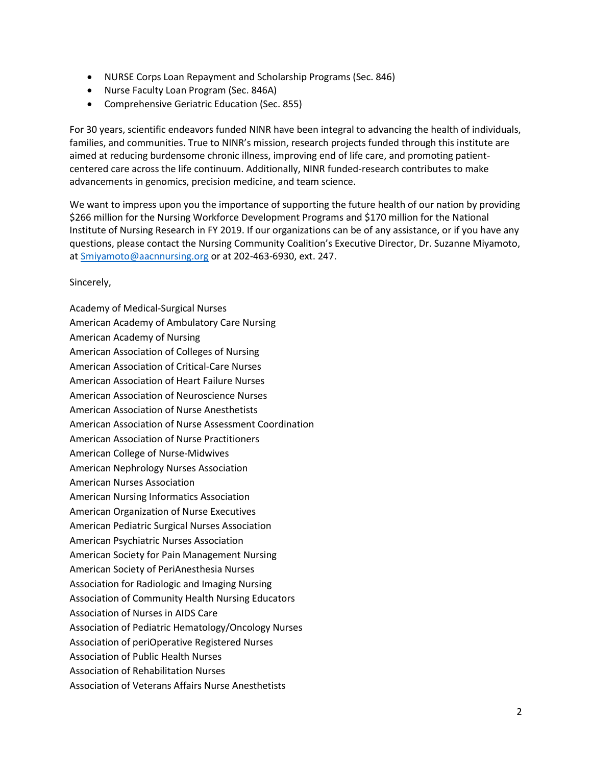- NURSE Corps Loan Repayment and Scholarship Programs (Sec. 846)
- Nurse Faculty Loan Program (Sec. 846A)
- Comprehensive Geriatric Education (Sec. 855)

For 30 years, scientific endeavors funded NINR have been integral to advancing the health of individuals, families, and communities. True to NINR's mission, research projects funded through this institute are aimed at reducing burdensome chronic illness, improving end of life care, and promoting patient-centered care across the life continuum. Additionally, NINR funded-research contributes to make advancements in genomics, precision medicine, and team science.

We want to impress upon you the importance of supporting the future health of our nation by providing $266 million for the Nursing Workforce Development Programs and $170 million for the National Institute of Nursing Research in FY 2019. If our organizations can be of any assistance, or if you have any questions, please contact the Nursing Community Coalition's Executive Director, Dr. Suzanne Miyamoto, at Smiyamoto@aacnnursing.org or at 202-463-6930, ext. 247.

Sincerely,

Academy of Medical-Surgical Nurses
American Academy of Ambulatory Care Nursing
American Academy of Nursing
American Association of Colleges of Nursing
American Association of Critical-Care Nurses
American Association of Heart Failure Nurses
American Association of Neuroscience Nurses
American Association of Nurse Anesthetists
American Association of Nurse Assessment Coordination
American Association of Nurse Practitioners
American College of Nurse-Midwives
American Nephrology Nurses Association
American Nurses Association
American Nursing Informatics Association
American Organization of Nurse Executives
American Pediatric Surgical Nurses Association
American Psychiatric Nurses Association
American Society for Pain Management Nursing
American Society of PeriAnesthesia Nurses
Association for Radiologic and Imaging Nursing
Association of Community Health Nursing Educators
Association of Nurses in AIDS Care
Association of Pediatric Hematology/Oncology Nurses
Association of periOperative Registered Nurses
Association of Public Health Nurses
Association of Rehabilitation Nurses
Association of Veterans Affairs Nurse Anesthetists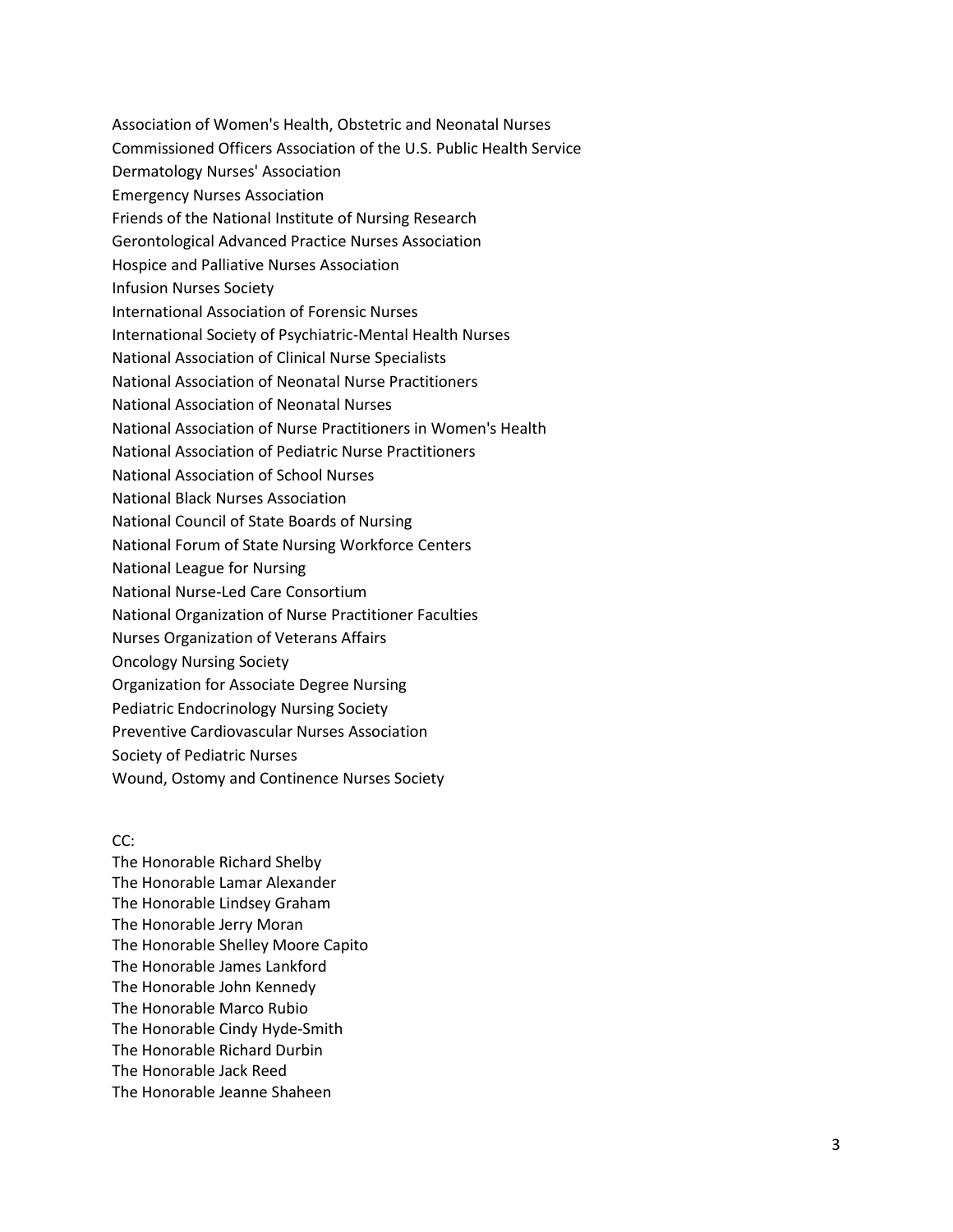Association of Women's Health, Obstetric and Neonatal Nurses
Commissioned Officers Association of the U.S. Public Health Service
Dermatology Nurses' Association
Emergency Nurses Association
Friends of the National Institute of Nursing Research
Gerontological Advanced Practice Nurses Association
Hospice and Palliative Nurses Association
Infusion Nurses Society
International Association of Forensic Nurses
International Society of Psychiatric-Mental Health Nurses
National Association of Clinical Nurse Specialists
National Association of Neonatal Nurse Practitioners
National Association of Neonatal Nurses
National Association of Nurse Practitioners in Women's Health
National Association of Pediatric Nurse Practitioners
National Association of School Nurses
National Black Nurses Association
National Council of State Boards of Nursing
National Forum of State Nursing Workforce Centers
National League for Nursing
National Nurse-Led Care Consortium
National Organization of Nurse Practitioner Faculties
Nurses Organization of Veterans Affairs
Oncology Nursing Society
Organization for Associate Degree Nursing
Pediatric Endocrinology Nursing Society
Preventive Cardiovascular Nurses Association
Society of Pediatric Nurses
Wound, Ostomy and Continence Nurses Society

CC:
The Honorable Richard Shelby
The Honorable Lamar Alexander
The Honorable Lindsey Graham
The Honorable Jerry Moran
The Honorable Shelley Moore Capito
The Honorable James Lankford
The Honorable John Kennedy
The Honorable Marco Rubio
The Honorable Cindy Hyde-Smith
The Honorable Richard Durbin
The Honorable Jack Reed
The Honorable Jeanne Shaheen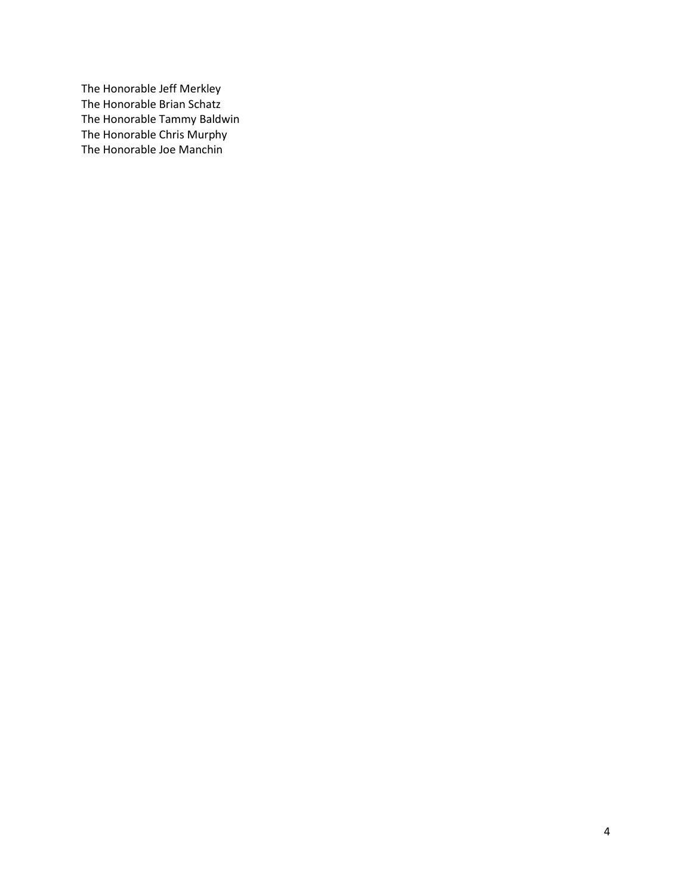The Honorable Jeff Merkley  
The Honorable Brian Schatz  
The Honorable Tammy Baldwin  
The Honorable Chris Murphy  
The Honorable Joe Manchin